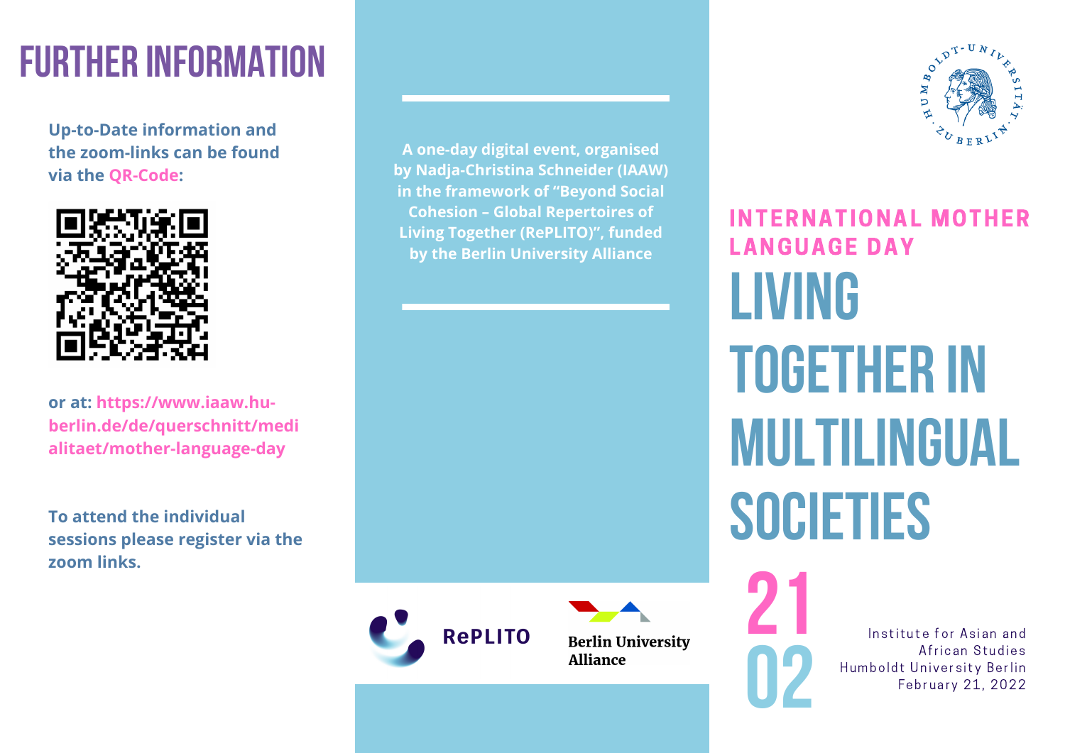# FURTHER INFORMATION

**Up-to-Date information and the zoom-links can be found via the QR-Code:**

**or at: https://www.iaaw.hu-berlin.de/de/querschnitt/medialitaet/mother-language-day**

**To attend the individual sessions please register via the zoom links.**

**A one-day digital event, organised by Nadja-Christina Schneider (IAAW) in the framework of "Beyond Social Cohesion – Global Repertoires of Living Together (RePLITO)", funded by the Berlin University Alliance**

RePLITO

Berlin University Alliance

## INTERNATIONAL MOTHER LANGUAGE DAY

# LIVING TOGETHER IN MULTILINGUAL SOCIETIES

21
02

Institute for Asian and African Studies
Humboldt University Berlin
February 21, 2022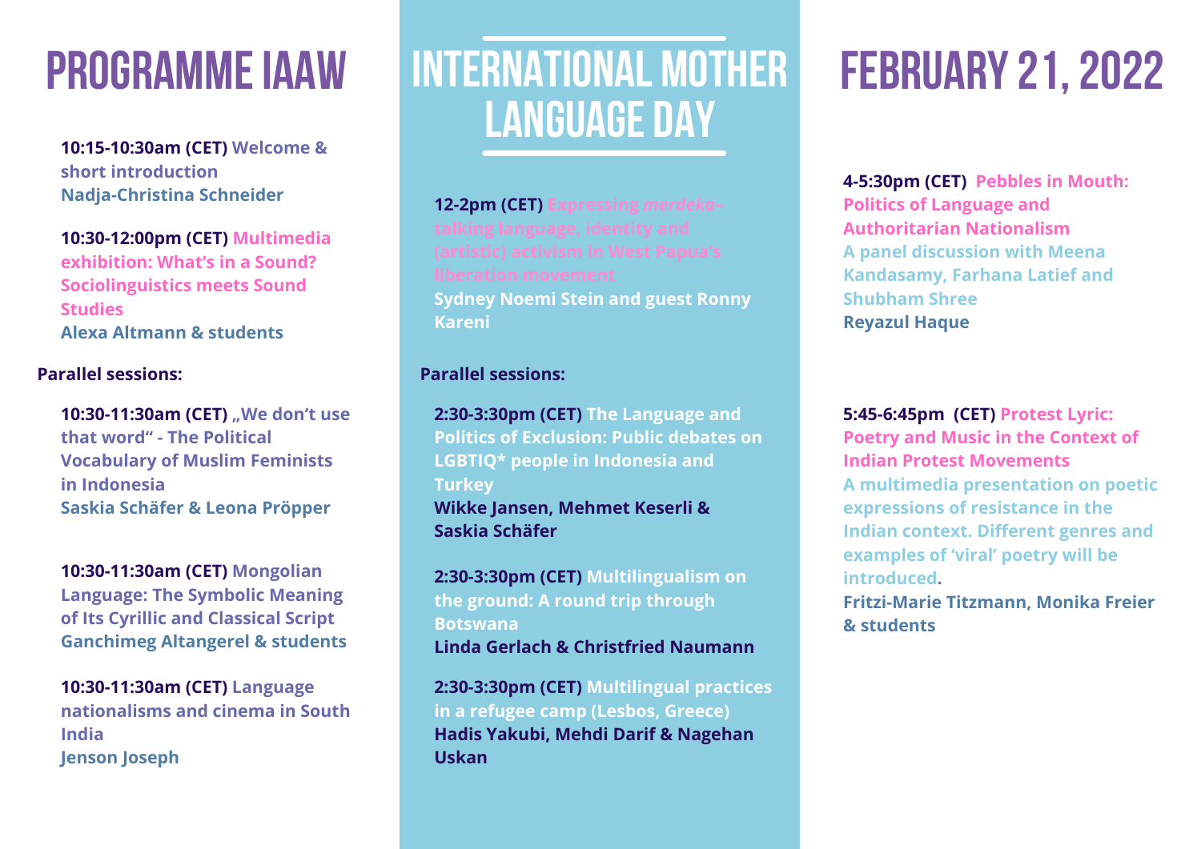# PROGRAMME IAAW

# INTERNATIONAL MOTHER LANGUAGE DAY

# FEBRUARY 21, 2022

**10:15-10:30am (CET)** **Welcome & short introduction**
**Nadja-Christina Schneider**

**10:30-12:00pm (CET)** **Multimedia exhibition: What's in a Sound? Sociolinguistics meets Sound Studies**
**Alexa Altmann & students**

**Parallel sessions:**

**10:30-11:30am (CET)** **„We don't use that word" - The Political Vocabulary of Muslim Feminists in Indonesia**
**Saskia Schäfer & Leona Pröpper**

**10:30-11:30am (CET)** **Mongolian Language: The Symbolic Meaning of Its Cyrillic and Classical Script**
**Ganchimeg Altangerel & students**

**10:30-11:30am (CET)** **Language nationalisms and cinema in South India**
**Jenson Joseph**

**12-2pm (CET)** **Expressing *merdeka*- talking language, identity and (artistic) activism in West Papua's liberation movement**
**Sydney Noemi Stein and guest Ronny Kareni**

**Parallel sessions:**

**2:30-3:30pm (CET)** **The Language and Politics of Exclusion: Public debates on LGBTIQ* people in Indonesia and Turkey**
**Wikke Jansen, Mehmet Keserli & Saskia Schäfer**

**2:30-3:30pm (CET)** **Multilingualism on the ground: A round trip through Botswana**
**Linda Gerlach & Christfried Naumann**

**2:30-3:30pm (CET)** **Multilingual practices in a refugee camp (Lesbos, Greece)**
**Hadis Yakubi, Mehdi Darif & Nagehan Uskan**

**4-5:30pm (CET)** **Pebbles in Mouth: Politics of Language and Authoritarian Nationalism**
**A panel discussion with Meena Kandasamy, Farhana Latief and Shubham Shree**
**Reyazul Haque**

**5:45-6:45pm (CET)** **Protest Lyric: Poetry and Music in the Context of Indian Protest Movements**
**A multimedia presentation on poetic expressions of resistance in the Indian context. Different genres and examples of 'viral' poetry will be introduced.**
**Fritzi-Marie Titzmann, Monika Freier & students**